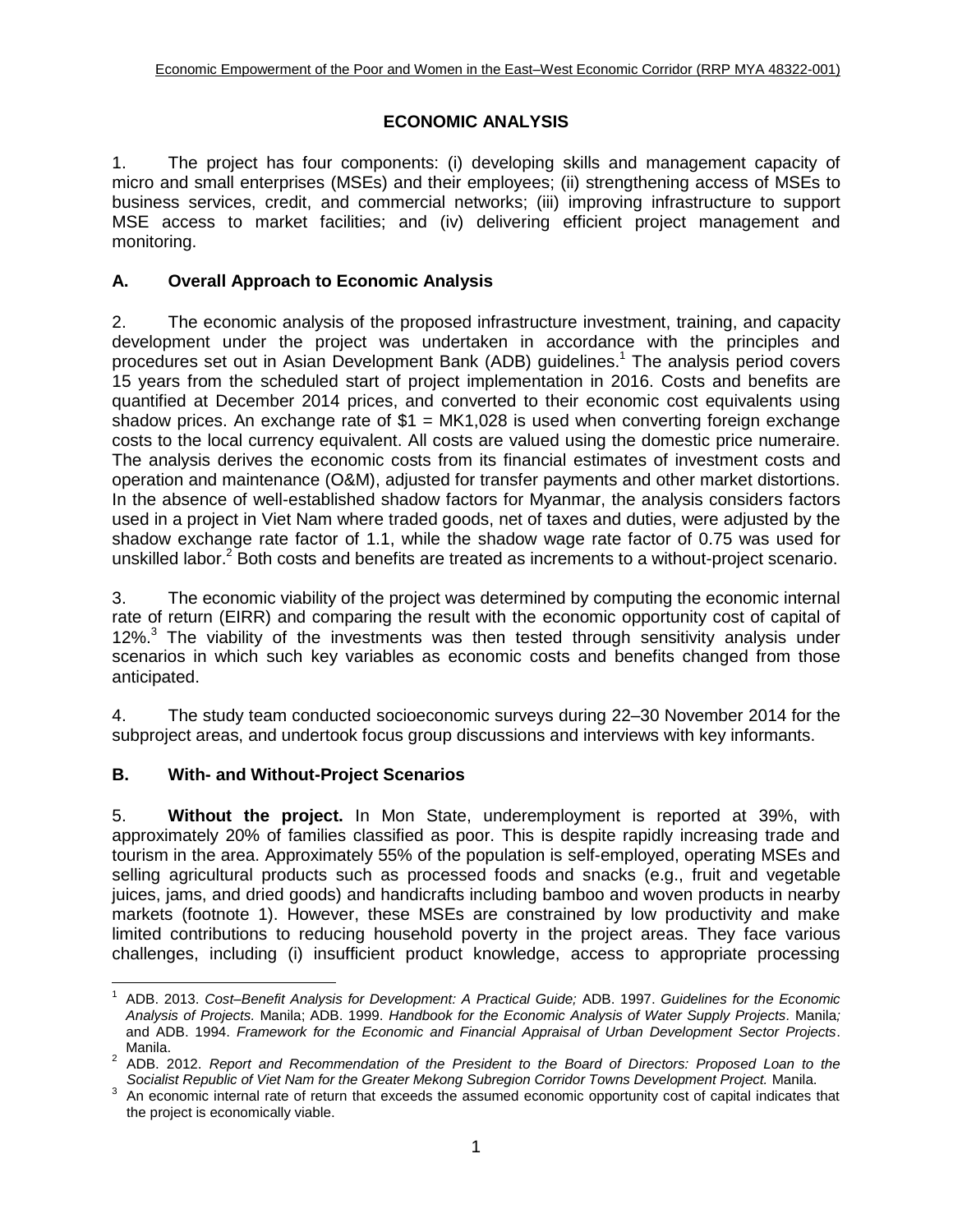# ECONOMIC ANALYSIS

1. The project has four components: (i) developing skills and management capacity of micro and small enterprises (MSEs) and their employees; (ii) strengthening access of MSEs to business services, credit, and commercial networks; (iii) improving infrastructure to support MSE access to market facilities; and (iv) delivering efficient project management and monitoring.

## A. Overall Approach to Economic Analysis

2. The economic analysis of the proposed infrastructure investment, training, and capacity development under the project was undertaken in accordance with the principles and procedures set out in Asian Development Bank (ADB) guidelines.[1] The analysis period covers 15 years from the scheduled start of project implementation in 2016. Costs and benefits are quantified at December 2014 prices, and converted to their economic cost equivalents using shadow prices. An exchange rate of $1 = MK1,028 is used when converting foreign exchange costs to the local currency equivalent. All costs are valued using the domestic price numeraire. The analysis derives the economic costs from its financial estimates of investment costs and operation and maintenance (O&M), adjusted for transfer payments and other market distortions. In the absence of well-established shadow factors for Myanmar, the analysis considers factors used in a project in Viet Nam where traded goods, net of taxes and duties, were adjusted by the shadow exchange rate factor of 1.1, while the shadow wage rate factor of 0.75 was used for unskilled labor.[2] Both costs and benefits are treated as increments to a without-project scenario.

3. The economic viability of the project was determined by computing the economic internal rate of return (EIRR) and comparing the result with the economic opportunity cost of capital of 12%.[3] The viability of the investments was then tested through sensitivity analysis under scenarios in which such key variables as economic costs and benefits changed from those anticipated.

4. The study team conducted socioeconomic surveys during 22–30 November 2014 for the subproject areas, and undertook focus group discussions and interviews with key informants.

## B. With- and Without-Project Scenarios

5. **Without the project.** In Mon State, underemployment is reported at 39%, with approximately 20% of families classified as poor. This is despite rapidly increasing trade and tourism in the area. Approximately 55% of the population is self-employed, operating MSEs and selling agricultural products such as processed foods and snacks (e.g., fruit and vegetable juices, jams, and dried goods) and handicrafts including bamboo and woven products in nearby markets (footnote 1). However, these MSEs are constrained by low productivity and make limited contributions to reducing household poverty in the project areas. They face various challenges, including (i) insufficient product knowledge, access to appropriate processing

---

[1] ADB. 2013. *Cost–Benefit Analysis for Development: A Practical Guide;* ADB. 1997. *Guidelines for the Economic Analysis of Projects.* Manila; ADB. 1999. *Handbook for the Economic Analysis of Water Supply Projects.* Manila*;* and ADB. 1994. *Framework for the Economic and Financial Appraisal of Urban Development Sector Projects*. Manila.

[2] ADB. 2012. *Report and Recommendation of the President to the Board of Directors: Proposed Loan to the Socialist Republic of Viet Nam for the Greater Mekong Subregion Corridor Towns Development Project.* Manila.

[3] An economic internal rate of return that exceeds the assumed economic opportunity cost of capital indicates that the project is economically viable.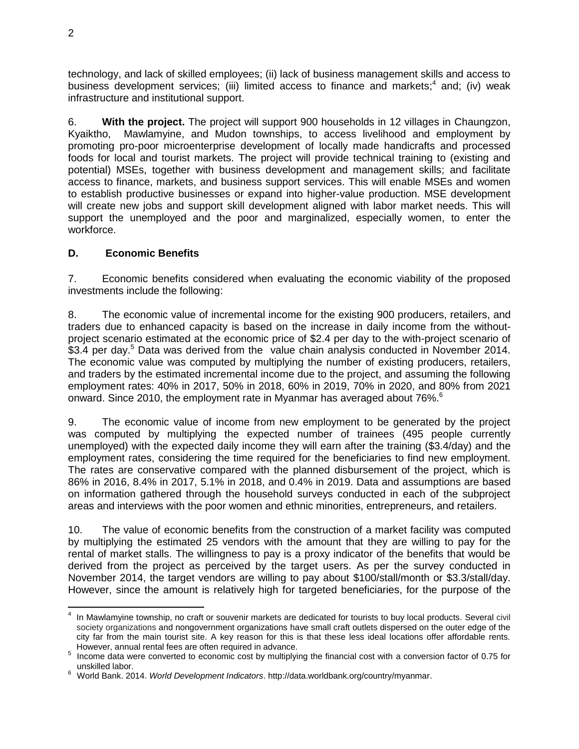technology, and lack of skilled employees; (ii) lack of business management skills and access to business development services; (iii) limited access to finance and markets;[4] and; (iv) weak infrastructure and institutional support.

6. **With the project.** The project will support 900 households in 12 villages in Chaungzon, Kyaiktho, Mawlamyine, and Mudon townships, to access livelihood and employment by promoting pro-poor microenterprise development of locally made handicrafts and processed foods for local and tourist markets. The project will provide technical training to (existing and potential) MSEs, together with business development and management skills; and facilitate access to finance, markets, and business support services. This will enable MSEs and women to establish productive businesses or expand into higher-value production. MSE development will create new jobs and support skill development aligned with labor market needs. This will support the unemployed and the poor and marginalized, especially women, to enter the workforce.

### D. Economic Benefits

7. Economic benefits considered when evaluating the economic viability of the proposed investments include the following:

8. The economic value of incremental income for the existing 900 producers, retailers, and traders due to enhanced capacity is based on the increase in daily income from the without-project scenario estimated at the economic price of $2.4 per day to the with-project scenario of $3.4 per day.[5] Data was derived from the value chain analysis conducted in November 2014. The economic value was computed by multiplying the number of existing producers, retailers, and traders by the estimated incremental income due to the project, and assuming the following employment rates: 40% in 2017, 50% in 2018, 60% in 2019, 70% in 2020, and 80% from 2021 onward. Since 2010, the employment rate in Myanmar has averaged about 76%.[6]

9. The economic value of income from new employment to be generated by the project was computed by multiplying the expected number of trainees (495 people currently unemployed) with the expected daily income they will earn after the training ($3.4/day) and the employment rates, considering the time required for the beneficiaries to find new employment. The rates are conservative compared with the planned disbursement of the project, which is 86% in 2016, 8.4% in 2017, 5.1% in 2018, and 0.4% in 2019. Data and assumptions are based on information gathered through the household surveys conducted in each of the subproject areas and interviews with the poor women and ethnic minorities, entrepreneurs, and retailers.

10. The value of economic benefits from the construction of a market facility was computed by multiplying the estimated 25 vendors with the amount that they are willing to pay for the rental of market stalls. The willingness to pay is a proxy indicator of the benefits that would be derived from the project as perceived by the target users. As per the survey conducted in November 2014, the target vendors are willing to pay about $100/stall/month or $3.3/stall/day. However, since the amount is relatively high for targeted beneficiaries, for the purpose of the

---

[4] In Mawlamyine township, no craft or souvenir markets are dedicated for tourists to buy local products. Several civil society organizations and nongovernment organizations have small craft outlets dispersed on the outer edge of the city far from the main tourist site. A key reason for this is that these less ideal locations offer affordable rents. However, annual rental fees are often required in advance.

[5] Income data were converted to economic cost by multiplying the financial cost with a conversion factor of 0.75 for unskilled labor.

[6] World Bank. 2014. *World Development Indicators*. http://data.worldbank.org/country/myanmar.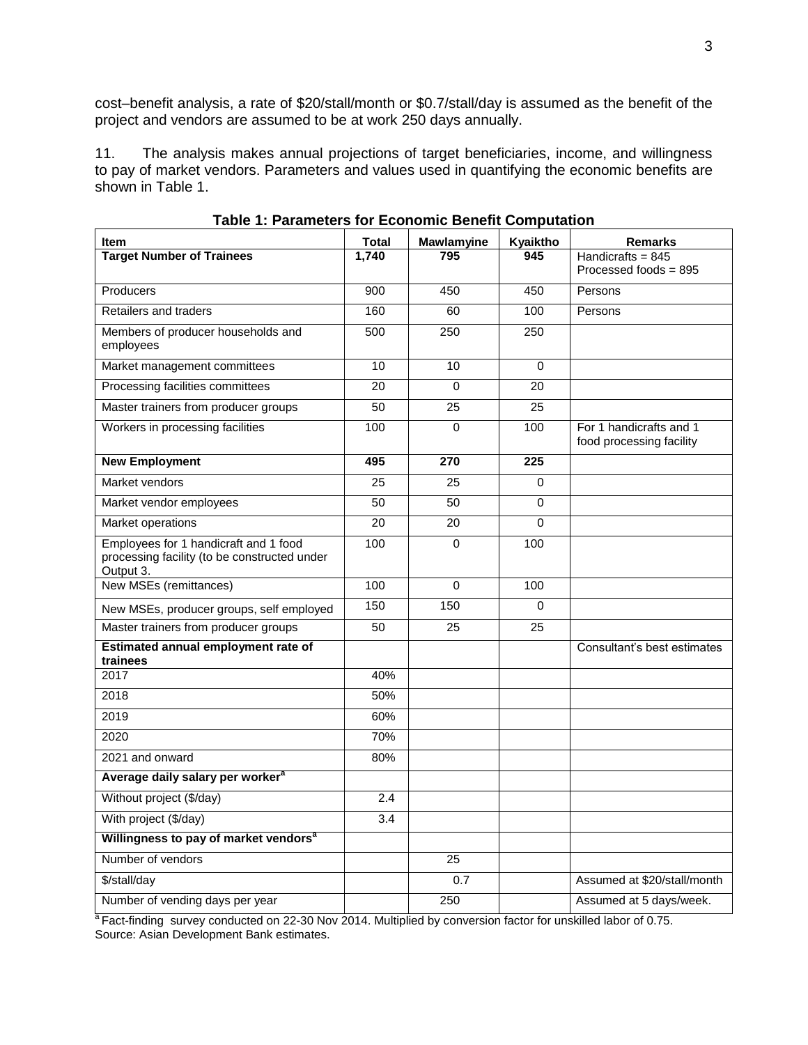cost–benefit analysis, a rate of \$20/stall/month or \$0.7/stall/day is assumed as the benefit of the project and vendors are assumed to be at work 250 days annually.

11. The analysis makes annual projections of target beneficiaries, income, and willingness to pay of market vendors. Parameters and values used in quantifying the economic benefits are shown in Table 1.

**Table 1: Parameters for Economic Benefit Computation**

| Item | Total | Mawlamyine | Kyaiktho | Remarks |
|---|---|---|---|---|
| **Target Number of Trainees** | **1,740** | **795** | **945** | Handicrafts = 845 Processed foods = 895 |
| Producers | 900 | 450 | 450 | Persons |
| Retailers and traders | 160 | 60 | 100 | Persons |
| Members of producer households and employees | 500 | 250 | 250 | |
| Market management committees | 10 | 10 | 0 | |
| Processing facilities committees | 20 | 0 | 20 | |
| Master trainers from producer groups | 50 | 25 | 25 | |
| Workers in processing facilities | 100 | 0 | 100 | For 1 handicrafts and 1 food processing facility |
| **New Employment** | **495** | **270** | **225** | |
| Market vendors | 25 | 25 | 0 | |
| Market vendor employees | 50 | 50 | 0 | |
| Market operations | 20 | 20 | 0 | |
| Employees for 1 handicraft and 1 food processing facility (to be constructed under Output 3. | 100 | 0 | 100 | |
| New MSEs (remittances) | 100 | 0 | 100 | |
| New MSEs, producer groups, self employed | 150 | 150 | 0 | |
| Master trainers from producer groups | 50 | 25 | 25 | |
| **Estimated annual employment rate of trainees** | | | | Consultant's best estimates |
| 2017 | 40% | | | |
| 2018 | 50% | | | |
| 2019 | 60% | | | |
| 2020 | 70% | | | |
| 2021 and onward | 80% | | | |
| **Average daily salary per worker**[a] | | | | |
| Without project (\$/day) | 2.4 | | | |
| With project (\$/day) | 3.4 | | | |
| **Willingness to pay of market vendors**[a] | | | | |
| Number of vendors | | 25 | | |
| \$/stall/day | | 0.7 | | Assumed at \$20/stall/month |
| Number of vending days per year | | 250 | | Assumed at 5 days/week. |

[a] Fact-finding survey conducted on 22-30 Nov 2014. Multiplied by conversion factor for unskilled labor of 0.75.
Source: Asian Development Bank estimates.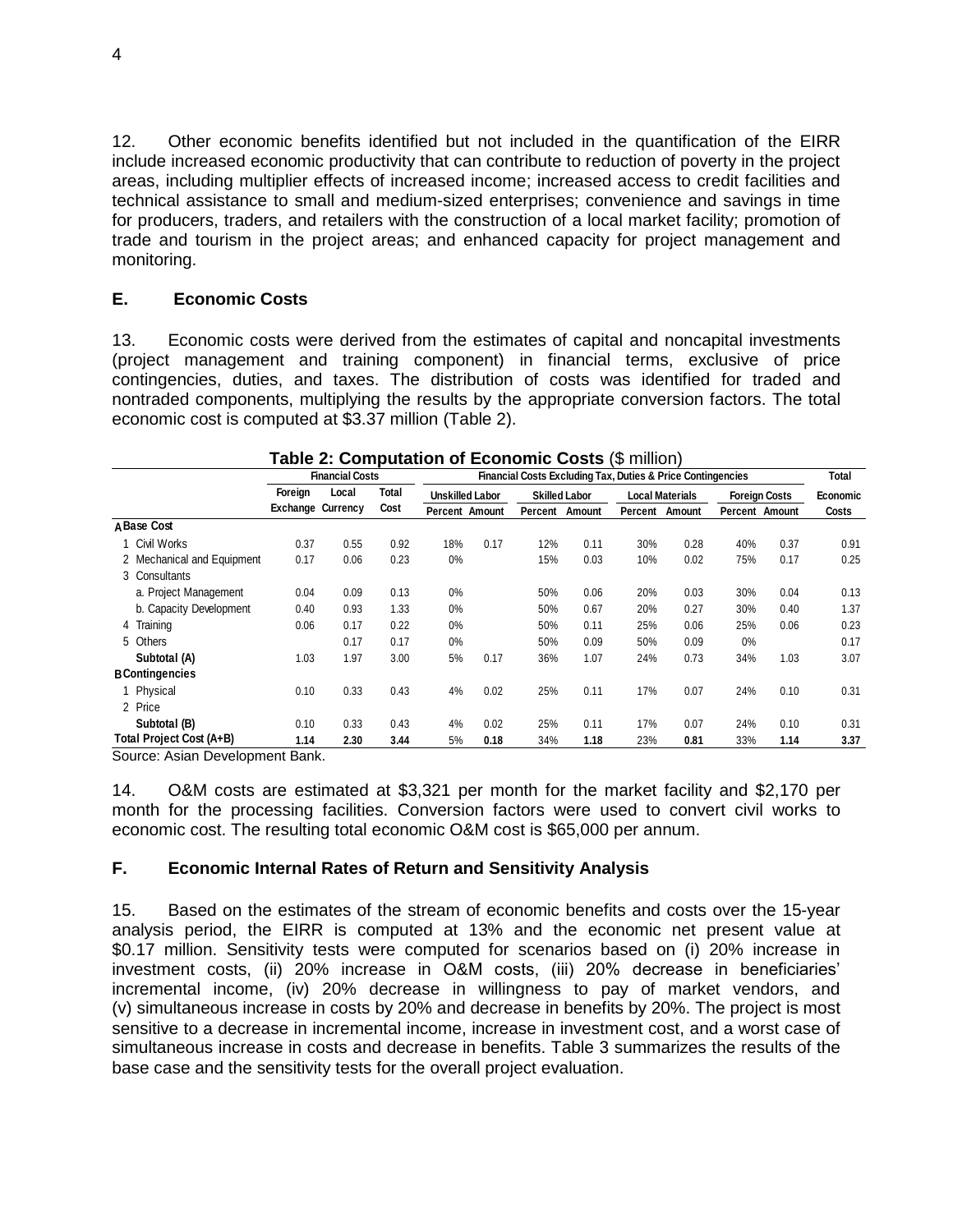12. Other economic benefits identified but not included in the quantification of the EIRR include increased economic productivity that can contribute to reduction of poverty in the project areas, including multiplier effects of increased income; increased access to credit facilities and technical assistance to small and medium-sized enterprises; convenience and savings in time for producers, traders, and retailers with the construction of a local market facility; promotion of trade and tourism in the project areas; and enhanced capacity for project management and monitoring.

## E. Economic Costs

13. Economic costs were derived from the estimates of capital and noncapital investments (project management and training component) in financial terms, exclusive of price contingencies, duties, and taxes. The distribution of costs was identified for traded and nontraded components, multiplying the results by the appropriate conversion factors. The total economic cost is computed at $3.37 million (Table 2).

**Table 2: Computation of Economic Costs** ($ million)

| | Financial Costs | | | Financial Costs Excluding Tax, Duties & Price Contingencies | | | | | | | | Total |
|---|---|---|---|---|---|---|---|---|---|---|---|---|
| | Foreign | Local | Total | Unskilled Labor | | Skilled Labor | | Local Materials | | Foreign Costs | | Economic |
| | Exchange | Currency | Cost | Percent | Amount | Percent | Amount | Percent | Amount | Percent | Amount | Costs |
| **A Base Cost** | | | | | | | | | | | | |
| 1 Civil Works | 0.37 | 0.55 | 0.92 | 18% | 0.17 | 12% | 0.11 | 30% | 0.28 | 40% | 0.37 | 0.91 |
| 2 Mechanical and Equipment | 0.17 | 0.06 | 0.23 | 0% | | 15% | 0.03 | 10% | 0.02 | 75% | 0.17 | 0.25 |
| 3 Consultants | | | | | | | | | | | | |
| a. Project Management | 0.04 | 0.09 | 0.13 | 0% | | 50% | 0.06 | 20% | 0.03 | 30% | 0.04 | 0.13 |
| b. Capacity Development | 0.40 | 0.93 | 1.33 | 0% | | 50% | 0.67 | 20% | 0.27 | 30% | 0.40 | 1.37 |
| 4 Training | 0.06 | 0.17 | 0.22 | 0% | | 50% | 0.11 | 25% | 0.06 | 25% | 0.06 | 0.23 |
| 5 Others | | 0.17 | 0.17 | 0% | | 50% | 0.09 | 50% | 0.09 | 0% | | 0.17 |
| **Subtotal (A)** | 1.03 | 1.97 | 3.00 | 5% | 0.17 | 36% | 1.07 | 24% | 0.73 | 34% | 1.03 | 3.07 |
| **B Contingencies** | | | | | | | | | | | | |
| 1 Physical | 0.10 | 0.33 | 0.43 | 4% | 0.02 | 25% | 0.11 | 17% | 0.07 | 24% | 0.10 | 0.31 |
| 2 Price | | | | | | | | | | | | |
| **Subtotal (B)** | 0.10 | 0.33 | 0.43 | 4% | 0.02 | 25% | 0.11 | 17% | 0.07 | 24% | 0.10 | 0.31 |
| **Total Project Cost (A+B)** | **1.14** | **2.30** | **3.44** | 5% | **0.18** | 34% | **1.18** | 23% | **0.81** | 33% | **1.14** | **3.37** |

Source: Asian Development Bank.

14. O&M costs are estimated at $3,321 per month for the market facility and $2,170 per month for the processing facilities. Conversion factors were used to convert civil works to economic cost. The resulting total economic O&M cost is $65,000 per annum.

## F. Economic Internal Rates of Return and Sensitivity Analysis

15. Based on the estimates of the stream of economic benefits and costs over the 15-year analysis period, the EIRR is computed at 13% and the economic net present value at $0.17 million. Sensitivity tests were computed for scenarios based on (i) 20% increase in investment costs, (ii) 20% increase in O&M costs, (iii) 20% decrease in beneficiaries' incremental income, (iv) 20% decrease in willingness to pay of market vendors, and (v) simultaneous increase in costs by 20% and decrease in benefits by 20%. The project is most sensitive to a decrease in incremental income, increase in investment cost, and a worst case of simultaneous increase in costs and decrease in benefits. Table 3 summarizes the results of the base case and the sensitivity tests for the overall project evaluation.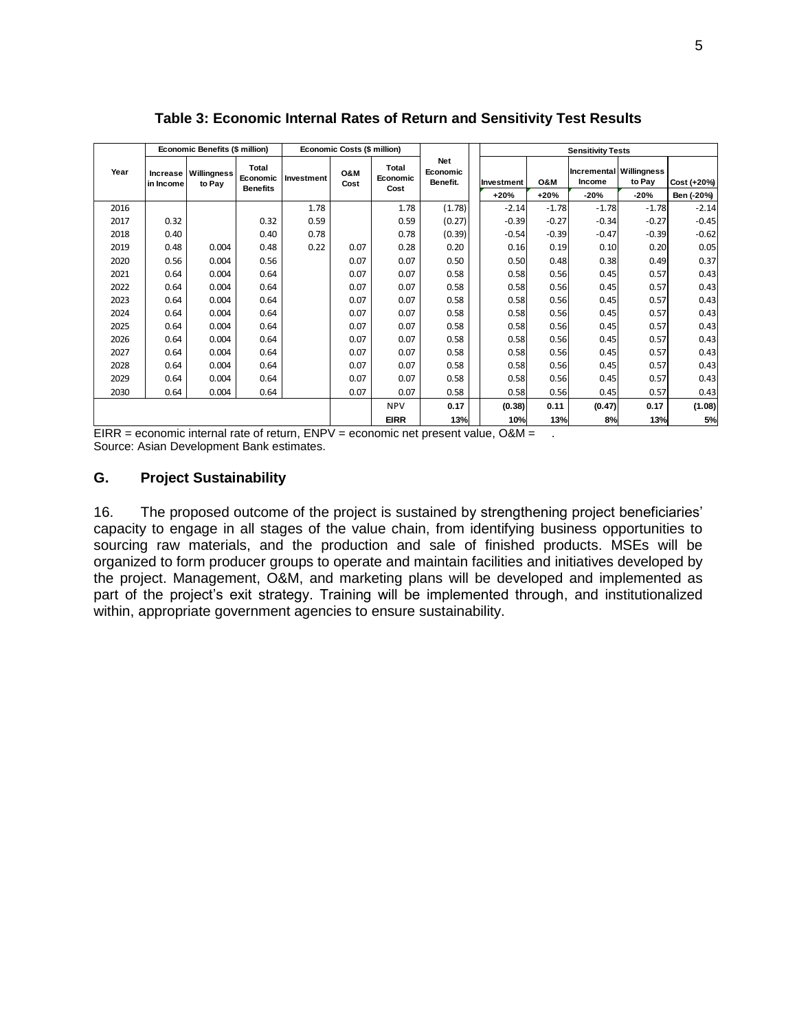**Table 3: Economic Internal Rates of Return and Sensitivity Test Results**

| Year | Economic Benefits ($ million) | | | Economic Costs ($ million) | | | Net Economic Benefit. | Sensitivity Tests | | | | |
|---|---|---|---|---|---|---|---|---|---|---|---|---|
| | Increase in Income | Willingness to Pay | Total Economic Benefits | Investment | O&M Cost | Total Economic Cost | | Investment | O&M | Incremental Income | Willingness to Pay | Cost (+20%) |
| | | | | | | | | +20% | +20% | -20% | -20% | Ben (-20%) |
| 2016 | | | | 1.78 | | 1.78 | (1.78) | -2.14 | -1.78 | -1.78 | -1.78 | -2.14 |
| 2017 | 0.32 | | 0.32 | 0.59 | | 0.59 | (0.27) | -0.39 | -0.27 | -0.34 | -0.27 | -0.45 |
| 2018 | 0.40 | | 0.40 | 0.78 | | 0.78 | (0.39) | -0.54 | -0.39 | -0.47 | -0.39 | -0.62 |
| 2019 | 0.48 | 0.004 | 0.48 | 0.22 | 0.07 | 0.28 | 0.20 | 0.16 | 0.19 | 0.10 | 0.20 | 0.05 |
| 2020 | 0.56 | 0.004 | 0.56 | | 0.07 | 0.07 | 0.50 | 0.50 | 0.48 | 0.38 | 0.49 | 0.37 |
| 2021 | 0.64 | 0.004 | 0.64 | | 0.07 | 0.07 | 0.58 | 0.58 | 0.56 | 0.45 | 0.57 | 0.43 |
| 2022 | 0.64 | 0.004 | 0.64 | | 0.07 | 0.07 | 0.58 | 0.58 | 0.56 | 0.45 | 0.57 | 0.43 |
| 2023 | 0.64 | 0.004 | 0.64 | | 0.07 | 0.07 | 0.58 | 0.58 | 0.56 | 0.45 | 0.57 | 0.43 |
| 2024 | 0.64 | 0.004 | 0.64 | | 0.07 | 0.07 | 0.58 | 0.58 | 0.56 | 0.45 | 0.57 | 0.43 |
| 2025 | 0.64 | 0.004 | 0.64 | | 0.07 | 0.07 | 0.58 | 0.58 | 0.56 | 0.45 | 0.57 | 0.43 |
| 2026 | 0.64 | 0.004 | 0.64 | | 0.07 | 0.07 | 0.58 | 0.58 | 0.56 | 0.45 | 0.57 | 0.43 |
| 2027 | 0.64 | 0.004 | 0.64 | | 0.07 | 0.07 | 0.58 | 0.58 | 0.56 | 0.45 | 0.57 | 0.43 |
| 2028 | 0.64 | 0.004 | 0.64 | | 0.07 | 0.07 | 0.58 | 0.58 | 0.56 | 0.45 | 0.57 | 0.43 |
| 2029 | 0.64 | 0.004 | 0.64 | | 0.07 | 0.07 | 0.58 | 0.58 | 0.56 | 0.45 | 0.57 | 0.43 |
| 2030 | 0.64 | 0.004 | 0.64 | | 0.07 | 0.07 | 0.58 | 0.58 | 0.56 | 0.45 | 0.57 | 0.43 |
| | | | | | | NPV | 0.17 | (0.38) | 0.11 | (0.47) | 0.17 | (1.08) |
| | | | | | | EIRR | 13% | 10% | 13% | 8% | 13% | 5% |

EIRR = economic internal rate of return, ENPV = economic net present value, O&M = .
Source: Asian Development Bank estimates.

## G. Project Sustainability

16. The proposed outcome of the project is sustained by strengthening project beneficiaries' capacity to engage in all stages of the value chain, from identifying business opportunities to sourcing raw materials, and the production and sale of finished products. MSEs will be organized to form producer groups to operate and maintain facilities and initiatives developed by the project. Management, O&M, and marketing plans will be developed and implemented as part of the project's exit strategy. Training will be implemented through, and institutionalized within, appropriate government agencies to ensure sustainability.